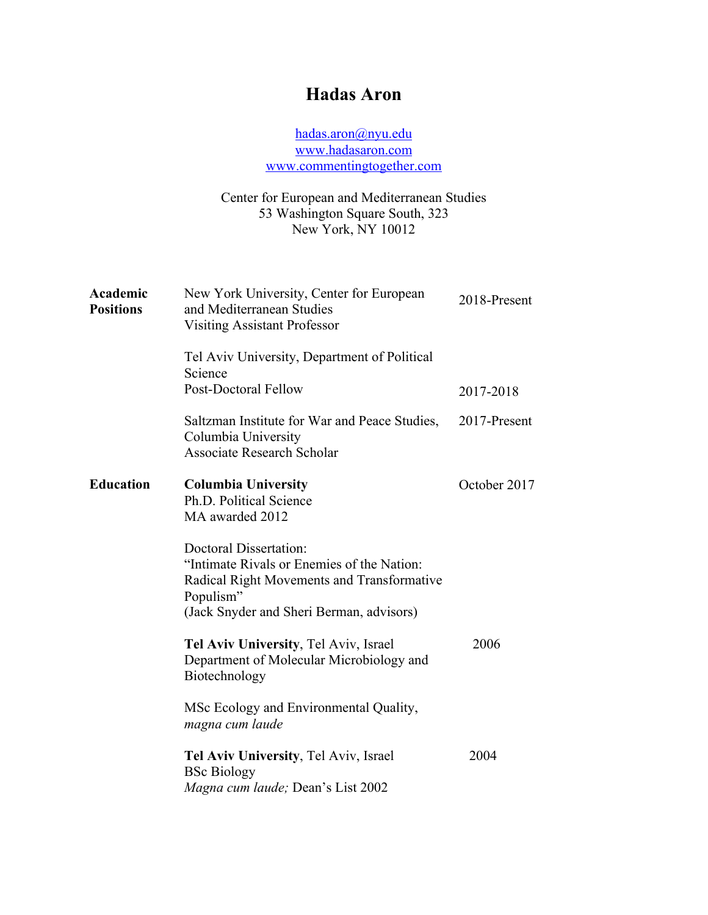# Hadas Aron

hadas.aron@nyu.edu
www.hadasaron.com
www.commentingtogether.com

Center for European and Mediterranean Studies
53 Washington Square South, 323
New York, NY 10012

## Academic Positions

New York University, Center for European and Mediterranean Studies
Visiting Assistant Professor — 2018-Present

Tel Aviv University, Department of Political Science
Post-Doctoral Fellow — 2017-2018

Saltzman Institute for War and Peace Studies, Columbia University
Associate Research Scholar — 2017-Present

## Education

**Columbia University** — October 2017
Ph.D. Political Science
MA awarded 2012

Doctoral Dissertation:
"Intimate Rivals or Enemies of the Nation: Radical Right Movements and Transformative Populism"
(Jack Snyder and Sheri Berman, advisors)

**Tel Aviv University**, Tel Aviv, Israel — 2006
Department of Molecular Microbiology and Biotechnology

MSc Ecology and Environmental Quality, *magna cum laude*

**Tel Aviv University**, Tel Aviv, Israel — 2004
BSc Biology
*Magna cum laude;* Dean's List 2002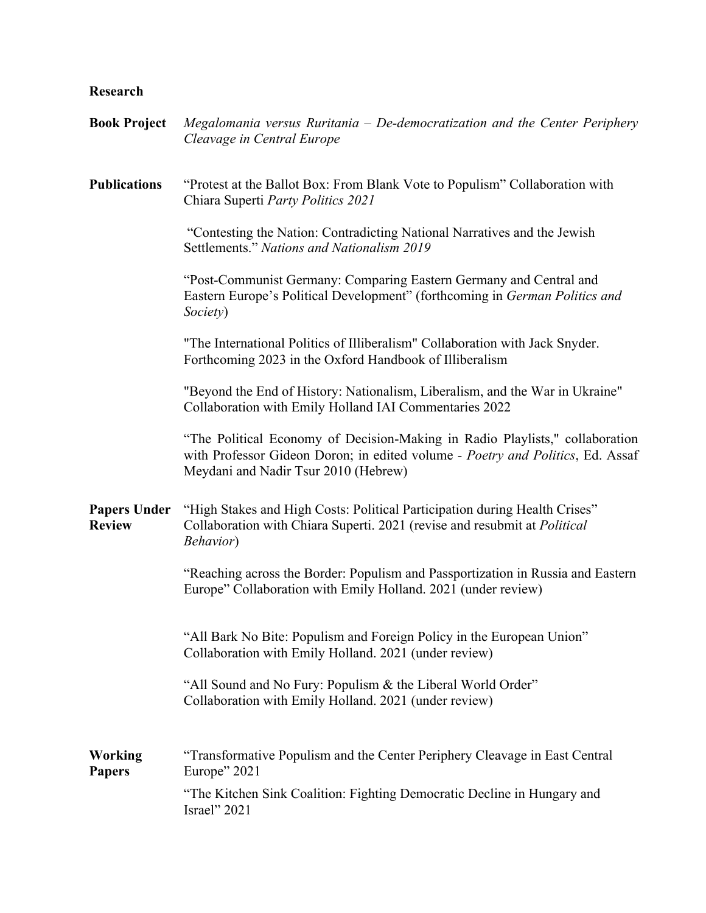**Research**

**Book Project**

*Megalomania versus Ruritania – De-democratization and the Center Periphery Cleavage in Central Europe*

**Publications**

"Protest at the Ballot Box: From Blank Vote to Populism" Collaboration with Chiara Superti *Party Politics 2021*

"Contesting the Nation: Contradicting National Narratives and the Jewish Settlements." *Nations and Nationalism 2019*

"Post-Communist Germany: Comparing Eastern Germany and Central and Eastern Europe's Political Development" (forthcoming in *German Politics and Society*)

"The International Politics of Illiberalism" Collaboration with Jack Snyder. Forthcoming 2023 in the Oxford Handbook of Illiberalism

"Beyond the End of History: Nationalism, Liberalism, and the War in Ukraine" Collaboration with Emily Holland IAI Commentaries 2022

"The Political Economy of Decision-Making in Radio Playlists," collaboration with Professor Gideon Doron; in edited volume - *Poetry and Politics*, Ed. Assaf Meydani and Nadir Tsur 2010 (Hebrew)

**Papers Under Review**

"High Stakes and High Costs: Political Participation during Health Crises" Collaboration with Chiara Superti. 2021 (revise and resubmit at *Political Behavior*)

"Reaching across the Border: Populism and Passportization in Russia and Eastern Europe" Collaboration with Emily Holland. 2021 (under review)

"All Bark No Bite: Populism and Foreign Policy in the European Union" Collaboration with Emily Holland. 2021 (under review)

"All Sound and No Fury: Populism & the Liberal World Order" Collaboration with Emily Holland. 2021 (under review)

**Working Papers**

"Transformative Populism and the Center Periphery Cleavage in East Central Europe" 2021

"The Kitchen Sink Coalition: Fighting Democratic Decline in Hungary and Israel" 2021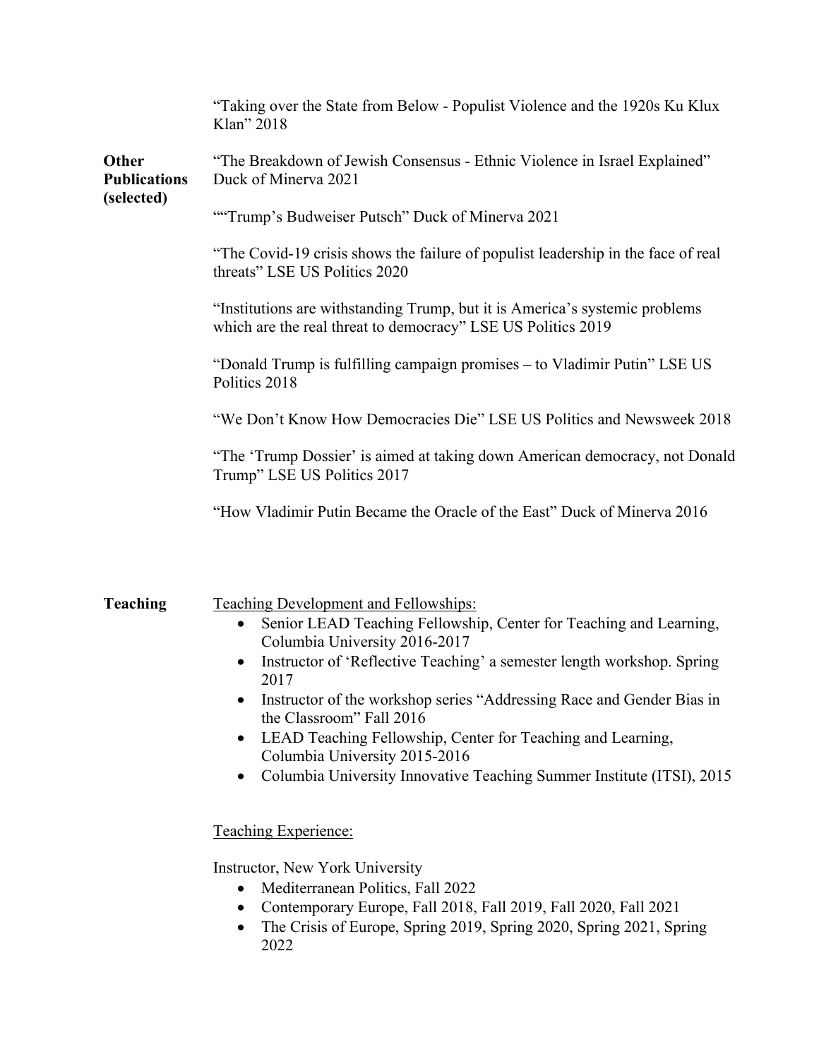"Taking over the State from Below - Populist Violence and the 1920s Ku Klux Klan" 2018

**Other Publications (selected)**

"The Breakdown of Jewish Consensus - Ethnic Violence in Israel Explained" Duck of Minerva 2021

""Trump's Budweiser Putsch" Duck of Minerva 2021

"The Covid-19 crisis shows the failure of populist leadership in the face of real threats" LSE US Politics 2020

"Institutions are withstanding Trump, but it is America's systemic problems which are the real threat to democracy" LSE US Politics 2019

"Donald Trump is fulfilling campaign promises – to Vladimir Putin" LSE US Politics 2018

"We Don't Know How Democracies Die" LSE US Politics and Newsweek 2018

"The 'Trump Dossier' is aimed at taking down American democracy, not Donald Trump" LSE US Politics 2017

"How Vladimir Putin Became the Oracle of the East" Duck of Minerva 2016

**Teaching**

Teaching Development and Fellowships:

- Senior LEAD Teaching Fellowship, Center for Teaching and Learning, Columbia University 2016-2017
- Instructor of 'Reflective Teaching' a semester length workshop. Spring 2017
- Instructor of the workshop series "Addressing Race and Gender Bias in the Classroom" Fall 2016
- LEAD Teaching Fellowship, Center for Teaching and Learning, Columbia University 2015-2016
- Columbia University Innovative Teaching Summer Institute (ITSI), 2015

Teaching Experience:

Instructor, New York University

- Mediterranean Politics, Fall 2022
- Contemporary Europe, Fall 2018, Fall 2019, Fall 2020, Fall 2021
- The Crisis of Europe, Spring 2019, Spring 2020, Spring 2021, Spring 2022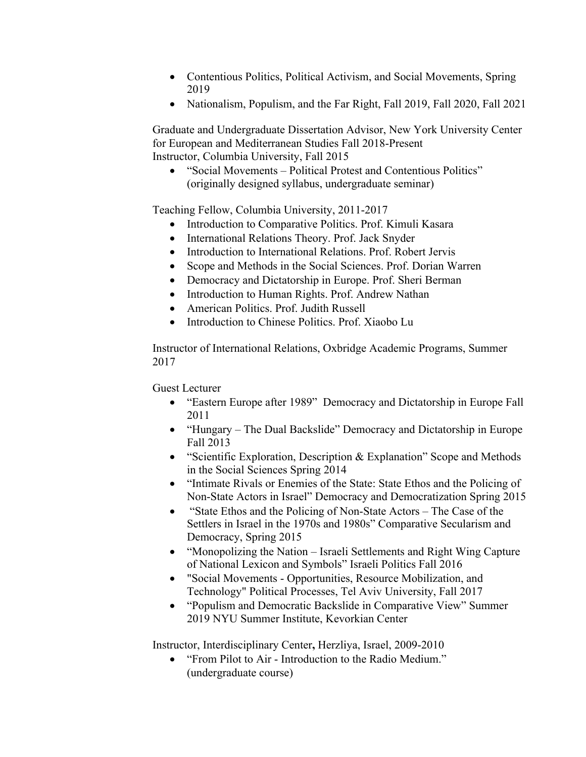- Contentious Politics, Political Activism, and Social Movements, Spring 2019
- Nationalism, Populism, and the Far Right, Fall 2019, Fall 2020, Fall 2021

Graduate and Undergraduate Dissertation Advisor, New York University Center for European and Mediterranean Studies Fall 2018-Present
Instructor, Columbia University, Fall 2015

- "Social Movements – Political Protest and Contentious Politics" (originally designed syllabus, undergraduate seminar)

Teaching Fellow, Columbia University, 2011-2017

- Introduction to Comparative Politics. Prof. Kimuli Kasara
- International Relations Theory. Prof. Jack Snyder
- Introduction to International Relations. Prof. Robert Jervis
- Scope and Methods in the Social Sciences. Prof. Dorian Warren
- Democracy and Dictatorship in Europe. Prof. Sheri Berman
- Introduction to Human Rights. Prof. Andrew Nathan
- American Politics. Prof. Judith Russell
- Introduction to Chinese Politics. Prof. Xiaobo Lu

Instructor of International Relations, Oxbridge Academic Programs, Summer 2017

Guest Lecturer

- "Eastern Europe after 1989" Democracy and Dictatorship in Europe Fall 2011
- "Hungary – The Dual Backslide" Democracy and Dictatorship in Europe Fall 2013
- "Scientific Exploration, Description & Explanation" Scope and Methods in the Social Sciences Spring 2014
- "Intimate Rivals or Enemies of the State: State Ethos and the Policing of Non-State Actors in Israel" Democracy and Democratization Spring 2015
- "State Ethos and the Policing of Non-State Actors – The Case of the Settlers in Israel in the 1970s and 1980s" Comparative Secularism and Democracy, Spring 2015
- "Monopolizing the Nation – Israeli Settlements and Right Wing Capture of National Lexicon and Symbols" Israeli Politics Fall 2016
- "Social Movements - Opportunities, Resource Mobilization, and Technology" Political Processes, Tel Aviv University, Fall 2017
- "Populism and Democratic Backslide in Comparative View" Summer 2019 NYU Summer Institute, Kevorkian Center

Instructor, Interdisciplinary Center**,** Herzliya, Israel, 2009-2010

- "From Pilot to Air - Introduction to the Radio Medium." (undergraduate course)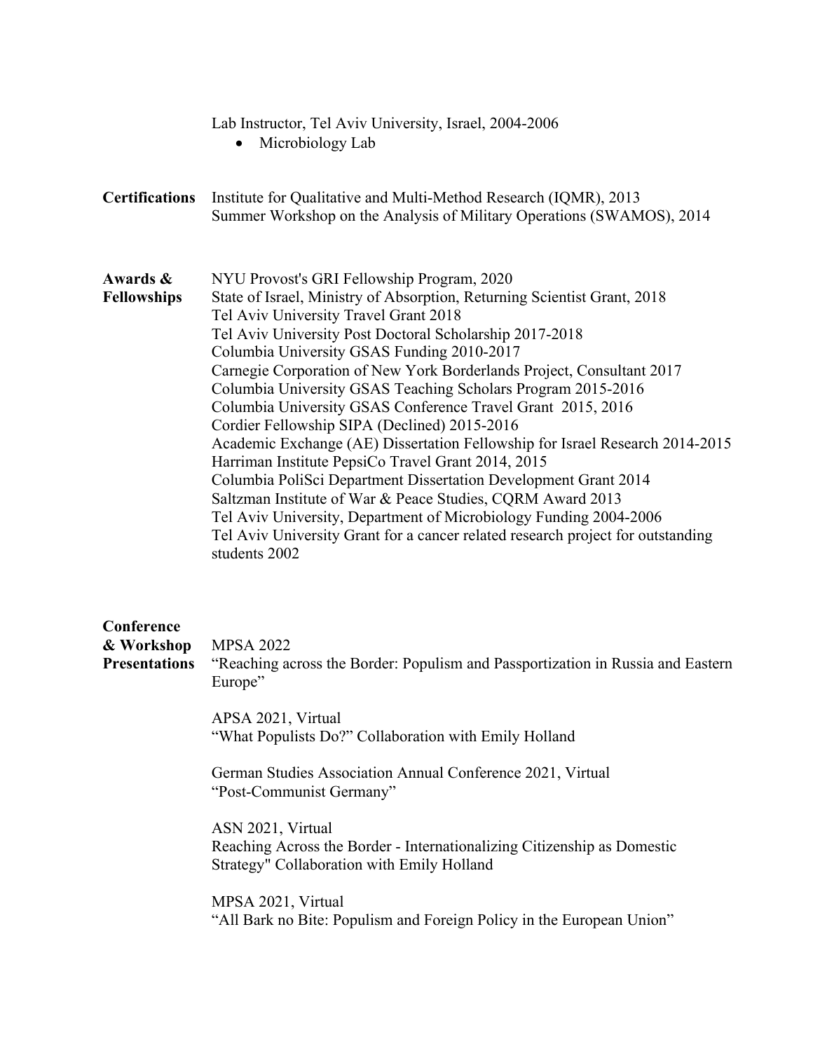Lab Instructor, Tel Aviv University, Israel, 2004-2006

- Microbiology Lab

**Certifications**

Institute for Qualitative and Multi-Method Research (IQMR), 2013
Summer Workshop on the Analysis of Military Operations (SWAMOS), 2014

**Awards & Fellowships**

NYU Provost's GRI Fellowship Program, 2020
State of Israel, Ministry of Absorption, Returning Scientist Grant, 2018
Tel Aviv University Travel Grant 2018
Tel Aviv University Post Doctoral Scholarship 2017-2018
Columbia University GSAS Funding 2010-2017
Carnegie Corporation of New York Borderlands Project, Consultant 2017
Columbia University GSAS Teaching Scholars Program 2015-2016
Columbia University GSAS Conference Travel Grant 2015, 2016
Cordier Fellowship SIPA (Declined) 2015-2016
Academic Exchange (AE) Dissertation Fellowship for Israel Research 2014-2015
Harriman Institute PepsiCo Travel Grant 2014, 2015
Columbia PoliSci Department Dissertation Development Grant 2014
Saltzman Institute of War & Peace Studies, CQRM Award 2013
Tel Aviv University, Department of Microbiology Funding 2004-2006
Tel Aviv University Grant for a cancer related research project for outstanding students 2002

**Conference & Workshop Presentations**

MPSA 2022
"Reaching across the Border: Populism and Passportization in Russia and Eastern Europe"

APSA 2021, Virtual
"What Populists Do?" Collaboration with Emily Holland

German Studies Association Annual Conference 2021, Virtual
"Post-Communist Germany"

ASN 2021, Virtual
Reaching Across the Border - Internationalizing Citizenship as Domestic Strategy" Collaboration with Emily Holland

MPSA 2021, Virtual
"All Bark no Bite: Populism and Foreign Policy in the European Union"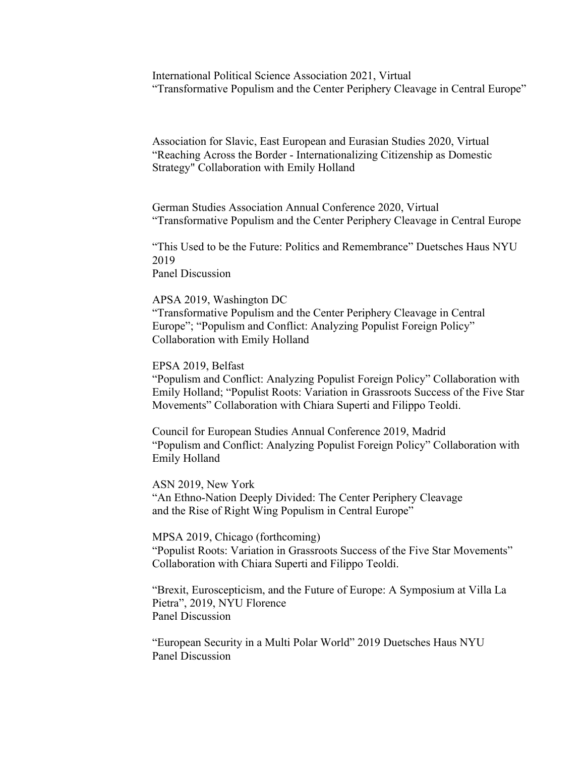International Political Science Association 2021, Virtual
“Transformative Populism and the Center Periphery Cleavage in Central Europe”

Association for Slavic, East European and Eurasian Studies 2020, Virtual
“Reaching Across the Border - Internationalizing Citizenship as Domestic Strategy" Collaboration with Emily Holland

German Studies Association Annual Conference 2020, Virtual
“Transformative Populism and the Center Periphery Cleavage in Central Europe

“This Used to be the Future: Politics and Remembrance” Duetsches Haus NYU 2019
Panel Discussion

APSA 2019, Washington DC
“Transformative Populism and the Center Periphery Cleavage in Central Europe”; “Populism and Conflict: Analyzing Populist Foreign Policy” Collaboration with Emily Holland

EPSA 2019, Belfast
“Populism and Conflict: Analyzing Populist Foreign Policy” Collaboration with Emily Holland; “Populist Roots: Variation in Grassroots Success of the Five Star Movements” Collaboration with Chiara Superti and Filippo Teoldi.

Council for European Studies Annual Conference 2019, Madrid
“Populism and Conflict: Analyzing Populist Foreign Policy” Collaboration with Emily Holland

ASN 2019, New York
“An Ethno-Nation Deeply Divided: The Center Periphery Cleavage and the Rise of Right Wing Populism in Central Europe”

MPSA 2019, Chicago (forthcoming)
“Populist Roots: Variation in Grassroots Success of the Five Star Movements” Collaboration with Chiara Superti and Filippo Teoldi.

“Brexit, Euroscepticism, and the Future of Europe: A Symposium at Villa La Pietra”, 2019, NYU Florence
Panel Discussion

“European Security in a Multi Polar World” 2019 Duetsches Haus NYU
Panel Discussion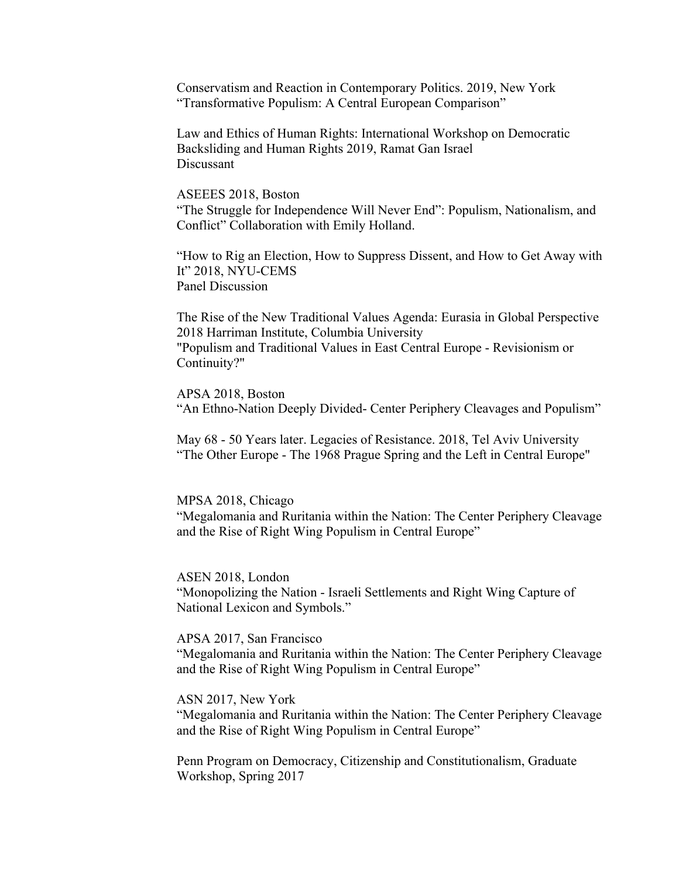Conservatism and Reaction in Contemporary Politics. 2019, New York
"Transformative Populism: A Central European Comparison"

Law and Ethics of Human Rights: International Workshop on Democratic Backsliding and Human Rights 2019, Ramat Gan Israel
Discussant

ASEEES 2018, Boston
"The Struggle for Independence Will Never End": Populism, Nationalism, and Conflict" Collaboration with Emily Holland.

"How to Rig an Election, How to Suppress Dissent, and How to Get Away with It" 2018, NYU-CEMS
Panel Discussion

The Rise of the New Traditional Values Agenda: Eurasia in Global Perspective 2018 Harriman Institute, Columbia University
"Populism and Traditional Values in East Central Europe - Revisionism or Continuity?"

APSA 2018, Boston
"An Ethno-Nation Deeply Divided- Center Periphery Cleavages and Populism"

May 68 - 50 Years later. Legacies of Resistance. 2018, Tel Aviv University
"The Other Europe - The 1968 Prague Spring and the Left in Central Europe"

MPSA 2018, Chicago
"Megalomania and Ruritania within the Nation: The Center Periphery Cleavage and the Rise of Right Wing Populism in Central Europe"

ASEN 2018, London
"Monopolizing the Nation - Israeli Settlements and Right Wing Capture of National Lexicon and Symbols."

APSA 2017, San Francisco
"Megalomania and Ruritania within the Nation: The Center Periphery Cleavage and the Rise of Right Wing Populism in Central Europe"

ASN 2017, New York
"Megalomania and Ruritania within the Nation: The Center Periphery Cleavage and the Rise of Right Wing Populism in Central Europe"

Penn Program on Democracy, Citizenship and Constitutionalism, Graduate Workshop, Spring 2017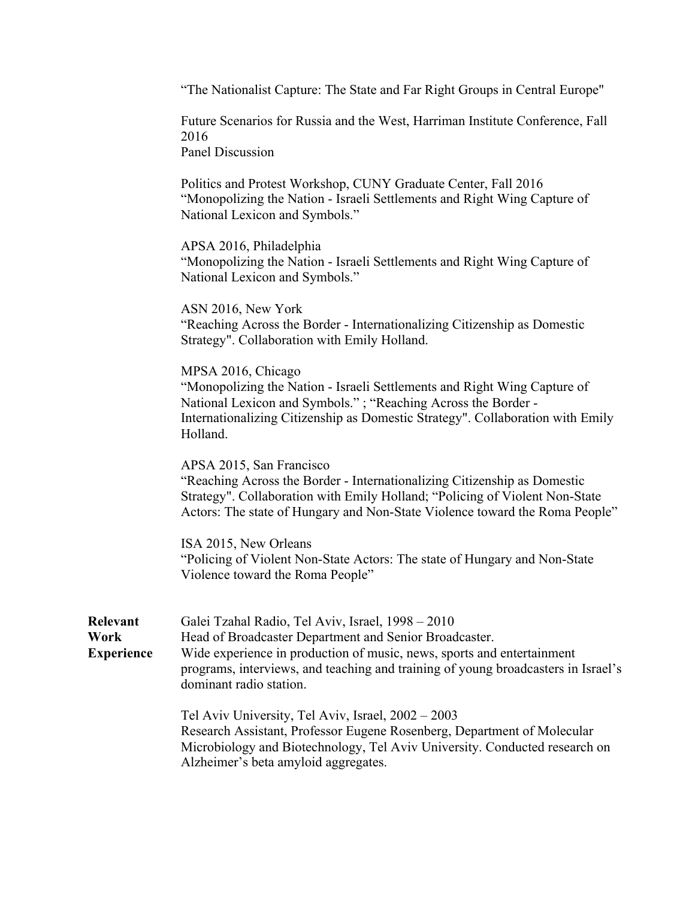"The Nationalist Capture: The State and Far Right Groups in Central Europe"

Future Scenarios for Russia and the West, Harriman Institute Conference, Fall 2016
Panel Discussion

Politics and Protest Workshop, CUNY Graduate Center, Fall 2016
"Monopolizing the Nation - Israeli Settlements and Right Wing Capture of National Lexicon and Symbols."

APSA 2016, Philadelphia
"Monopolizing the Nation - Israeli Settlements and Right Wing Capture of National Lexicon and Symbols."

ASN 2016, New York
"Reaching Across the Border - Internationalizing Citizenship as Domestic Strategy". Collaboration with Emily Holland.

MPSA 2016, Chicago
"Monopolizing the Nation - Israeli Settlements and Right Wing Capture of National Lexicon and Symbols." ; "Reaching Across the Border - Internationalizing Citizenship as Domestic Strategy". Collaboration with Emily Holland.

APSA 2015, San Francisco
"Reaching Across the Border - Internationalizing Citizenship as Domestic Strategy". Collaboration with Emily Holland; "Policing of Violent Non-State Actors: The state of Hungary and Non-State Violence toward the Roma People"

ISA 2015, New Orleans
"Policing of Violent Non-State Actors: The state of Hungary and Non-State Violence toward the Roma People"

**Relevant Work Experience**

Galei Tzahal Radio, Tel Aviv, Israel, 1998 – 2010
Head of Broadcaster Department and Senior Broadcaster.
Wide experience in production of music, news, sports and entertainment programs, interviews, and teaching and training of young broadcasters in Israel's dominant radio station.

Tel Aviv University, Tel Aviv, Israel, 2002 – 2003
Research Assistant, Professor Eugene Rosenberg, Department of Molecular Microbiology and Biotechnology, Tel Aviv University. Conducted research on Alzheimer's beta amyloid aggregates.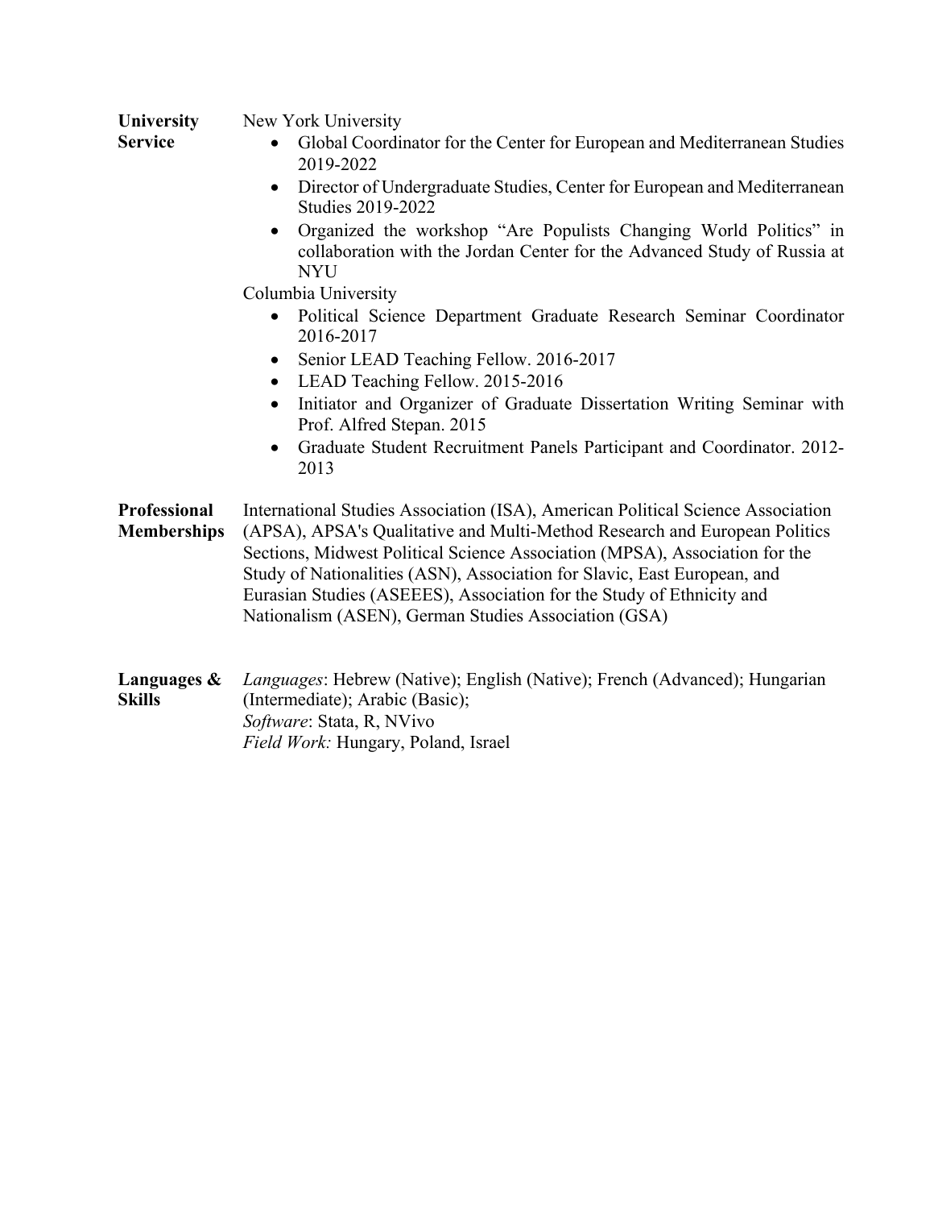**University Service**

New York University

- Global Coordinator for the Center for European and Mediterranean Studies 2019-2022
- Director of Undergraduate Studies, Center for European and Mediterranean Studies 2019-2022
- Organized the workshop "Are Populists Changing World Politics" in collaboration with the Jordan Center for the Advanced Study of Russia at NYU

Columbia University

- Political Science Department Graduate Research Seminar Coordinator 2016-2017
- Senior LEAD Teaching Fellow. 2016-2017
- LEAD Teaching Fellow. 2015-2016
- Initiator and Organizer of Graduate Dissertation Writing Seminar with Prof. Alfred Stepan. 2015
- Graduate Student Recruitment Panels Participant and Coordinator. 2012-2013

**Professional Memberships**

International Studies Association (ISA), American Political Science Association (APSA), APSA's Qualitative and Multi-Method Research and European Politics Sections, Midwest Political Science Association (MPSA), Association for the Study of Nationalities (ASN), Association for Slavic, East European, and Eurasian Studies (ASEEES), Association for the Study of Ethnicity and Nationalism (ASEN), German Studies Association (GSA)

**Languages & Skills**

*Languages*: Hebrew (Native); English (Native); French (Advanced); Hungarian (Intermediate); Arabic (Basic);
*Software*: Stata, R, NVivo
*Field Work:* Hungary, Poland, Israel